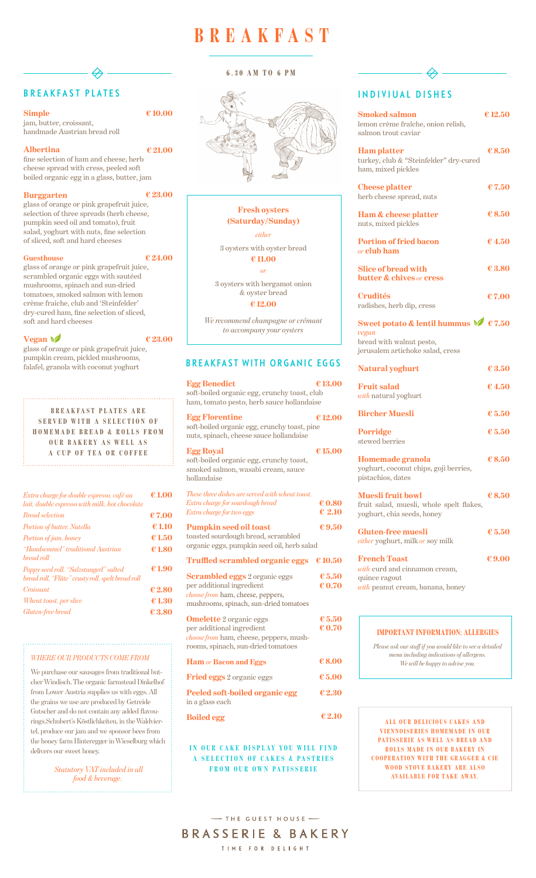# BREAKFAST

**6.30 AM TO 6 PM**

## BREAKFAST PLATES

**Simple** — **€ 10.00**
jam, butter, croissant, handmade Austrian bread roll

**Albertina** — **€ 21.00**
fine selection of ham and cheese, herb cheese spread with cress, peeled soft boiled organic egg in a glass, butter, jam

**Burggarten** — **€ 23.00**
glass of orange or pink grapefruit juice, selection of three spreads (herb cheese, pumpkin seed oil and tomato), fruit salad, yoghurt with nuts, fine selection of sliced, soft and hard cheeses

**Guesthouse** — **€ 24.00**
glass of orange or pink grapefruit juice, scrambled organic eggs with sautéed mushrooms, spinach and sun-dried tomatoes, smoked salmon with lemon crème fraiche, club and 'Steinfelder' dry-cured ham, fine selection of sliced, soft and hard cheeses

**Vegan** — **€ 23.00**
glass of orange or pink grapefruit juice, pumpkin cream, pickled mushrooms, falafel, granola with coconut yoghurt

**BREAKFAST PLATES ARE SERVED WITH A SELECTION OF HOMEMADE BREAD & ROLLS FROM OUR BAKERY AS WELL AS A CUP OF TEA OR COFFEE**

| | |
|---|---|
| *Extra charge for double espresso, café au lait, double espresso with milk, hot chocolate* | € 1.00 |
| *Bread selection* | € 7.00 |
| *Portion of butter, Nutella* | € 1.10 |
| *Portion of jam, honey* | € 1.50 |
| *"Handsemmel" traditional Austrian bread roll* | € 1.80 |
| *Poppy seed roll, "Salzstangerl" salted bread roll, "Flûte" crusty roll, spelt bread roll* | € 1.90 |
| *Croissant* | € 2.80 |
| *Wheat toast, per slice* | € 1.30 |
| *Gluten-free bread* | € 3.80 |

*WHERE OUR PRODUCTS COME FROM*

We purchase our sausages from traditional butcher Windisch. The organic farmstead Dinkelhof from Lower Austria supplies us with eggs. All the grains we use are produced by Getreide Gutscher and do not contain any added flavourings.Schubert's Köstlichkeiten, in the Waldviertel, produce our jam and we sponsor bees from the honey farm Hinteregger in Wieselburg which delivers our sweet honey.

*Statutory VAT included in all food & beverage.*

**Fresh oysters (Saturday/Sunday)**

*either*

3 oysters with oyster bread
**€ 11.00**

*or*

3 oysters with bergamot onion & oyster bread
**€ 12.00**

*We recommend champagne or crémant to accompany your oysters*

## BREAKFAST WITH ORGANIC EGGS

**Egg Benedict** — **€ 13.00**
soft-boiled organic egg, crunchy toast, club ham, tomato pesto, herb sauce hollandaise

**Egg Florentine** — **€ 12.00**
soft-boiled organic egg, crunchy toast, pine nuts, spinach, cheese sauce hollandaise

**Egg Royal** — **€ 15.00**
soft-boiled organic egg, crunchy toast, smoked salmon, wasabi cream, sauce hollandaise

*These three dishes are served with wheat toast.*
*Extra charge for sourdough bread* — **€ 0.80**
*Extra charge for two eggs* — **€ 2.10**

**Pumpkin seed oil toast** — **€ 9.50**
toasted sourdough bread, scrambled organic eggs, pumpkin seed oil, herb salad

**Truffled scrambled organic eggs** — **€ 10.50**

**Scrambled eggs** 2 organic eggs — **€ 5.50**
per additional ingredient — **€ 0.70**
*choose from* ham, cheese, peppers, mushrooms, spinach, sun-dried tomatoes

**Omelette** 2 organic eggs — **€ 5.50**
per additional ingredient — **€ 0.70**
*choose from* ham, cheese, peppers, mushrooms, spinach, sun-dried tomatoes

**Ham** *or* **Bacon and Eggs** — **€ 8.00**

**Fried eggs** 2 organic eggs — **€ 5.00**

**Peeled soft-boiled organic egg** — **€ 2.30**
in a glass each

**Boiled egg** — **€ 2.10**

**IN OUR CAKE DISPLAY YOU WILL FIND A SELECTION OF CAKES & PASTRIES FROM OUR OWN PATISSERIE**

## INDIVIUAL DISHES

**Smoked salmon** — **€ 12.50**
lemon crème fraîche, onion relish, salmon trout caviar

**Ham platter** — **€ 8.50**
turkey, club & "Steinfelder" dry-cured ham, mixed pickles

**Cheese platter** — **€ 7.50**
herb cheese spread, nuts

**Ham & cheese platter** — **€ 8.50**
nuts, mixed pickles

**Portion of fried bacon** *or* **club ham** — **€ 4.50**

**Slice of bread with butter & chives** *or* **cress** — **€ 3.80**

**Crudités** — **€ 7.00**
radishes, herb dip, cress

**Sweet potato & lentil hummus** — **€ 7.50**
*vegan*
bread with walnut pesto, jerusalem artichoke salad, cress

**Natural yoghurt** — **€ 3.50**

**Fruit salad** — **€ 4.50**
*with* natural yoghurt

**Bircher Muesli** — **€ 5.50**

**Porridge** — **€ 5.50**
stewed berries

**Homemade granola** — **€ 8.50**
yoghurt, coconut chips, goji berries, pistachios, dates

**Muesli fruit bowl** — **€ 8.50**
fruit salad, muesli, whole spelt flakes, yoghurt, chia seeds, honey

**Gluten-free muesli** — **€ 5.50**
*either* yoghurt, milk *or* soy milk

**French Toast** — **€ 9.00**
*with* curd and cinnamon cream, quince ragout
*with* peanut cream, banana, honey

**IMPORTANT INFORMATION: ALLERGIES**

*Please ask our staff if you would like to see a detailed menu including indications of allergens. We will be happy to advise you.*

**ALL OUR DELICIOUS CAKES AND VIENNOISERIES HOMEMADE IN OUR PATISSERIE AS WELL AS BREAD AND ROLLS MADE IN OUR BAKERY IN COOPERATION WITH THE GRAGGER & CIE WOOD STOVE BAKERY ARE ALSO AVAILABLE FOR TAKE AWAY.**

— THE GUEST HOUSE —
BRASSERIE & BAKERY
TIME FOR DELIGHT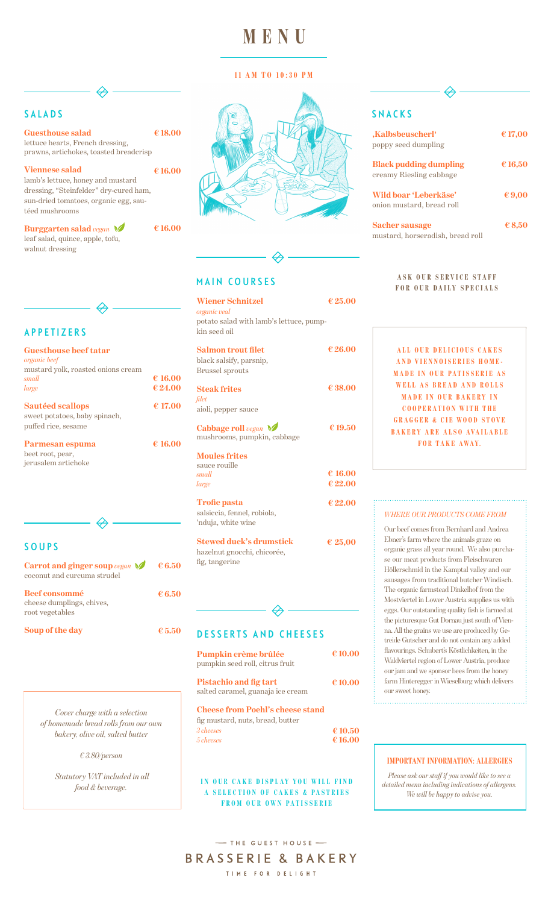// MENU

# MENU

**11 AM TO 10:30 PM**

## SALADS

**Guesthouse salad** — **€ 18.00**
lettuce hearts, French dressing, prawns, artichokes, toasted breadcrisp

**Viennese salad** — **€ 16.00**
lamb's lettuce, honey and mustard dressing, "Steinfelder" dry-cured ham, sun-dried tomatoes, organic egg, sautéed mushrooms

**Burggarten salad** *vegan* — **€ 16.00**
leaf salad, quince, apple, tofu, walnut dressing

## APPETIZERS

**Guesthouse beef tatar**
*organic beef*
mustard yolk, roasted onions cream
*small* — **€ 16.00**
*large* — **€ 24.00**

**Sautéed scallops** — **€ 17.00**
sweet potatoes, baby spinach, puffed rice, sesame

**Parmesan espuma** — **€ 16.00**
beet root, pear, jerusalem artichoke

## SOUPS

**Carrot and ginger soup** *vegan* — **€ 6.50**
coconut and curcuma strudel

**Beef consommé** — **€ 6.50**
cheese dumplings, chives, root vegetables

**Soup of the day** — **€ 5.50**

*Cover charge with a selection of homemade bread rolls from our own bakery, olive oil, salted butter*

*€ 3.80/person*

*Statutory VAT included in all food & beverage.*

## MAIN COURSES

**Wiener Schnitzel** — **€ 25.00**
*organic veal*
potato salad with lamb's lettuce, pumpkin seed oil

**Salmon trout filet** — **€ 26.00**
black salsify, parsnip, Brussel sprouts

**Steak frites** — **€ 38.00**
*filet*
aioli, pepper sauce

**Cabbage roll** *vegan* — **€ 19.50**
mushrooms, pumpkin, cabbage

**Moules frites**
sauce rouille
*small* — **€ 16.00**
*large* — **€ 22.00**

**Trofie pasta** — **€ 22.00**
salsiccia, fennel, robiola, 'nduja, white wine

**Stewed duck's drumstick** — **€ 25,00**
hazelnut gnocchi, chicorée, fig, tangerine

## DESSERTS AND CHEESES

**Pumpkin crème brûlée** — **€ 10.00**
pumpkin seed roll, citrus fruit

**Pistachio and fig tart** — **€ 10.00**
salted caramel, guanaja ice cream

**Cheese from Poehl's cheese stand**
fig mustard, nuts, bread, butter
*3 cheeses* — **€ 10.50**
*5 cheeses* — **€ 16.00**

**IN OUR CAKE DISPLAY YOU WILL FIND A SELECTION OF CAKES & PASTRIES FROM OUR OWN PATISSERIE**

## SNACKS

**‚Kalbsbeuscherl'** — **€ 17,00**
poppy seed dumpling

**Black pudding dumpling** — **€ 16,50**
creamy Riesling cabbage

**Wild boar 'Leberkäse'** — **€ 9,00**
onion mustard, bread roll

**Sacher sausage** — **€ 8,50**
mustard, horseradish, bread roll

**ASK OUR SERVICE STAFF FOR OUR DAILY SPECIALS**

**ALL OUR DELICIOUS CAKES AND VIENNOISERIES HOME-MADE IN OUR PATISSERIE AS WELL AS BREAD AND ROLLS MADE IN OUR BAKERY IN COOPERATION WITH THE GRAGGER & CIE WOOD STOVE BAKERY ARE ALSO AVAILABLE FOR TAKE AWAY.**

*WHERE OUR PRODUCTS COME FROM*

Our beef comes from Bernhard and Andrea Ebner's farm where the animals graze on organic grass all year round. We also purchase our meat products from Fleischwaren Höllerschmid in the Kamptal valley and our sausages from traditional butcher Windisch. The organic farmstead Dinkelhof from the Mostviertel in Lower Austria supplies us with eggs. Our outstanding quality fish is farmed at the picturesque Gut Dornau just south of Vienna. All the grains we use are produced by Getreide Gutscher and do not contain any added flavourings. Schubert's Köstlichkeiten, in the Waldviertel region of Lower Austria, produce our jam and we sponsor bees from the honey farm Hinteregger in Wieselburg which delivers our sweet honey.

**IMPORTANT INFORMATION: ALLERGIES**

*Please ask our staff if you would like to see a detailed menu including indications of allergens. We will be happy to advise you.*

— THE GUEST HOUSE —

BRASSERIE & BAKERY

TIME FOR DELIGHT